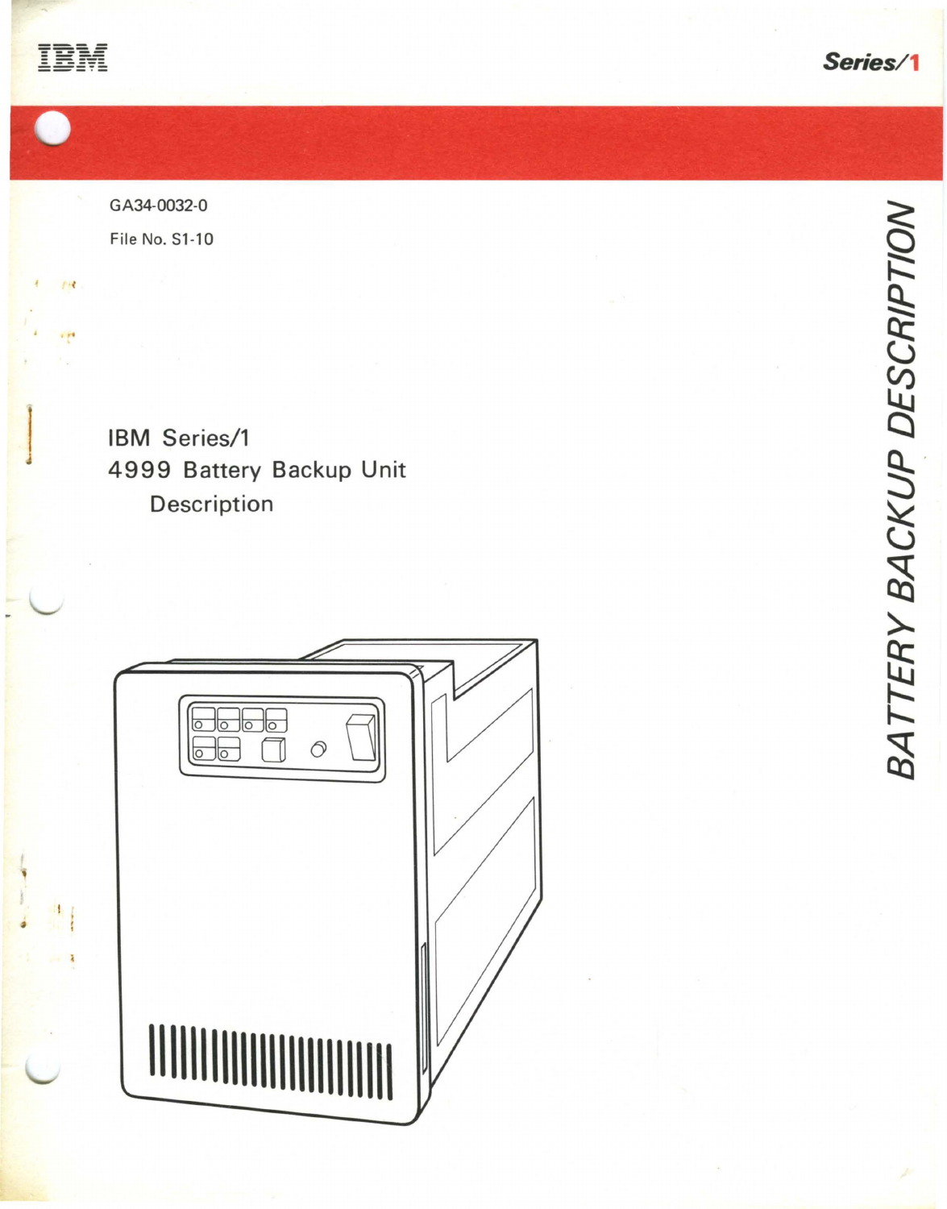IBM

Series/1

GA34-0032-0

File No. S1-10

# IBM Series/1 4999 Battery Backup Unit Description

BATTERY BACKUP DESCRIPTION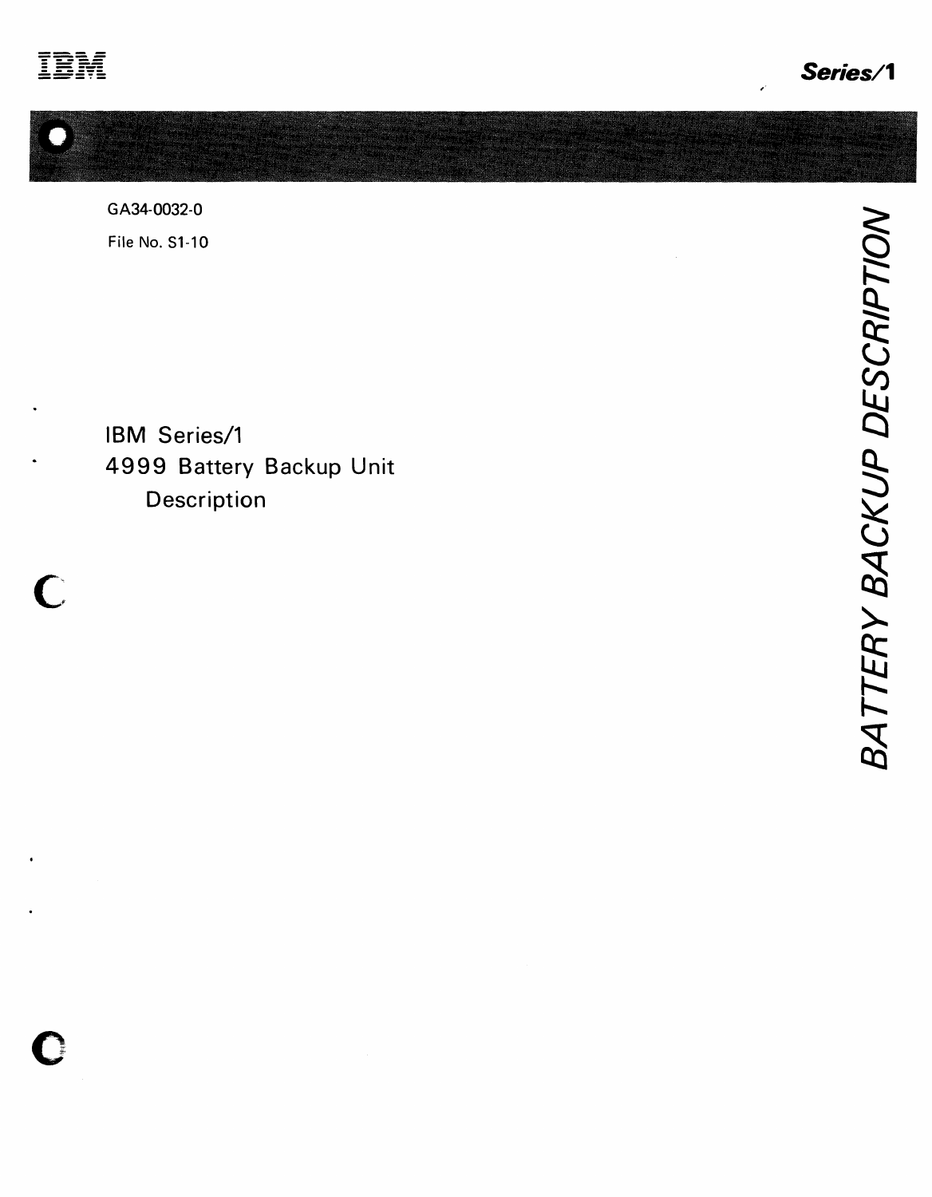GA34-0032-0

File No. S1-10

# IBM Series/1 4999 Battery Backup Unit Description

BATTERY BACKUP DESCRIPTION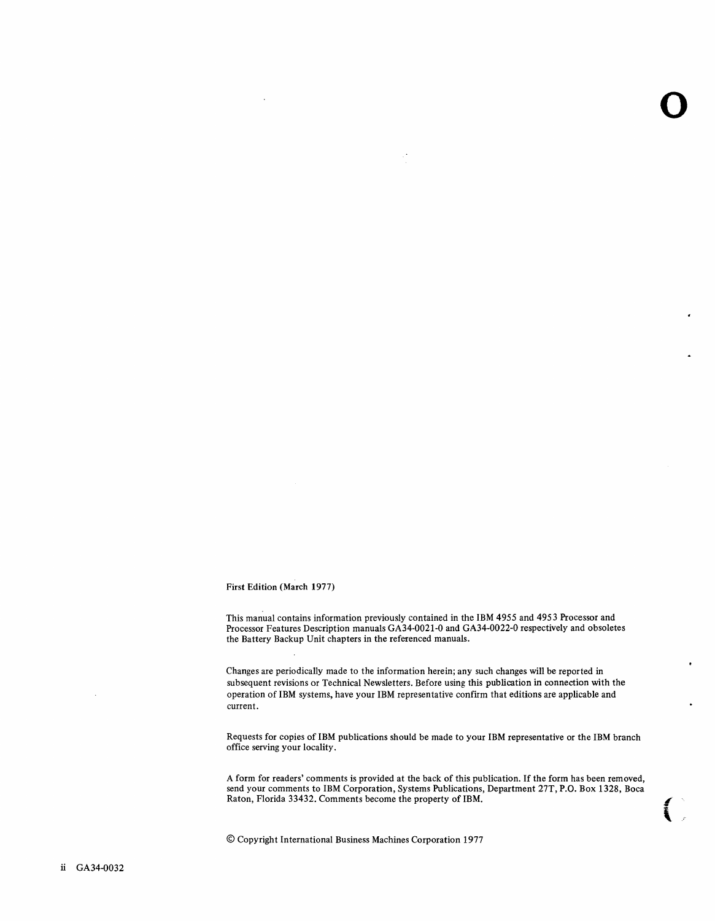First Edition (March 1977)

This manual contains information previously contained in the IBM 4955 and 4953 Processor and Processor Features Description manuals GA34-0021-0 and GA34-0022-0 respectively and obsoletes the Battery Backup Unit chapters in the referenced manuals.

Changes are periodically made to the information herein; any such changes will be reported in subsequent revisions or Technical Newsletters. Before using this publication in connection with the operation of IBM systems, have your IBM representative confirm that editions are applicable and current.

Requests for copies of IBM publications should be made to your IBM representative or the IBM branch office serving your locality.

A form for readers' comments is provided at the back of this publication. If the form has been removed, send your comments to IBM Corporation, Systems Publications, Department 27T, P.O. Box 1328, Boca Raton, Florida 33432. Comments become the property of IBM.

© Copyright International Business Machines Corporation 1977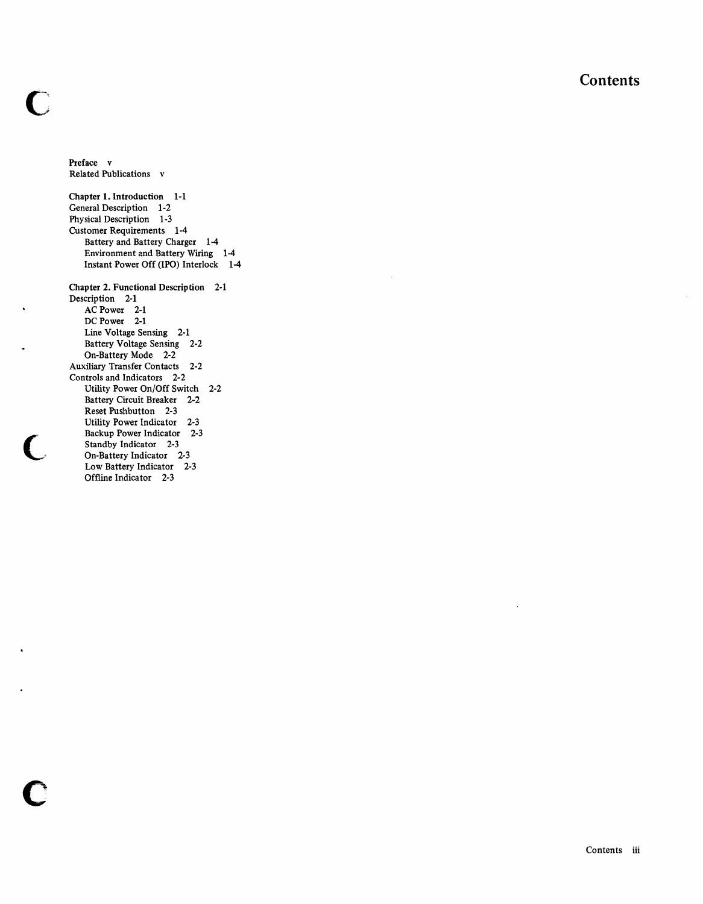# Contents

Preface v
Related Publications v

Chapter 1. Introduction 1-1
General Description 1-2
Physical Description 1-3
Customer Requirements 1-4
- Battery and Battery Charger 1-4
- Environment and Battery Wiring 1-4
- Instant Power Off (IPO) Interlock 1-4

Chapter 2. Functional Description 2-1
Description 2-1
- AC Power 2-1
- DC Power 2-1
- Line Voltage Sensing 2-1
- Battery Voltage Sensing 2-2
- On-Battery Mode 2-2

Auxiliary Transfer Contacts 2-2
Controls and Indicators 2-2
- Utility Power On/Off Switch 2-2
- Battery Circuit Breaker 2-2
- Reset Pushbutton 2-3
- Utility Power Indicator 2-3
- Backup Power Indicator 2-3
- Standby Indicator 2-3
- On-Battery Indicator 2-3
- Low Battery Indicator 2-3
- Offline Indicator 2-3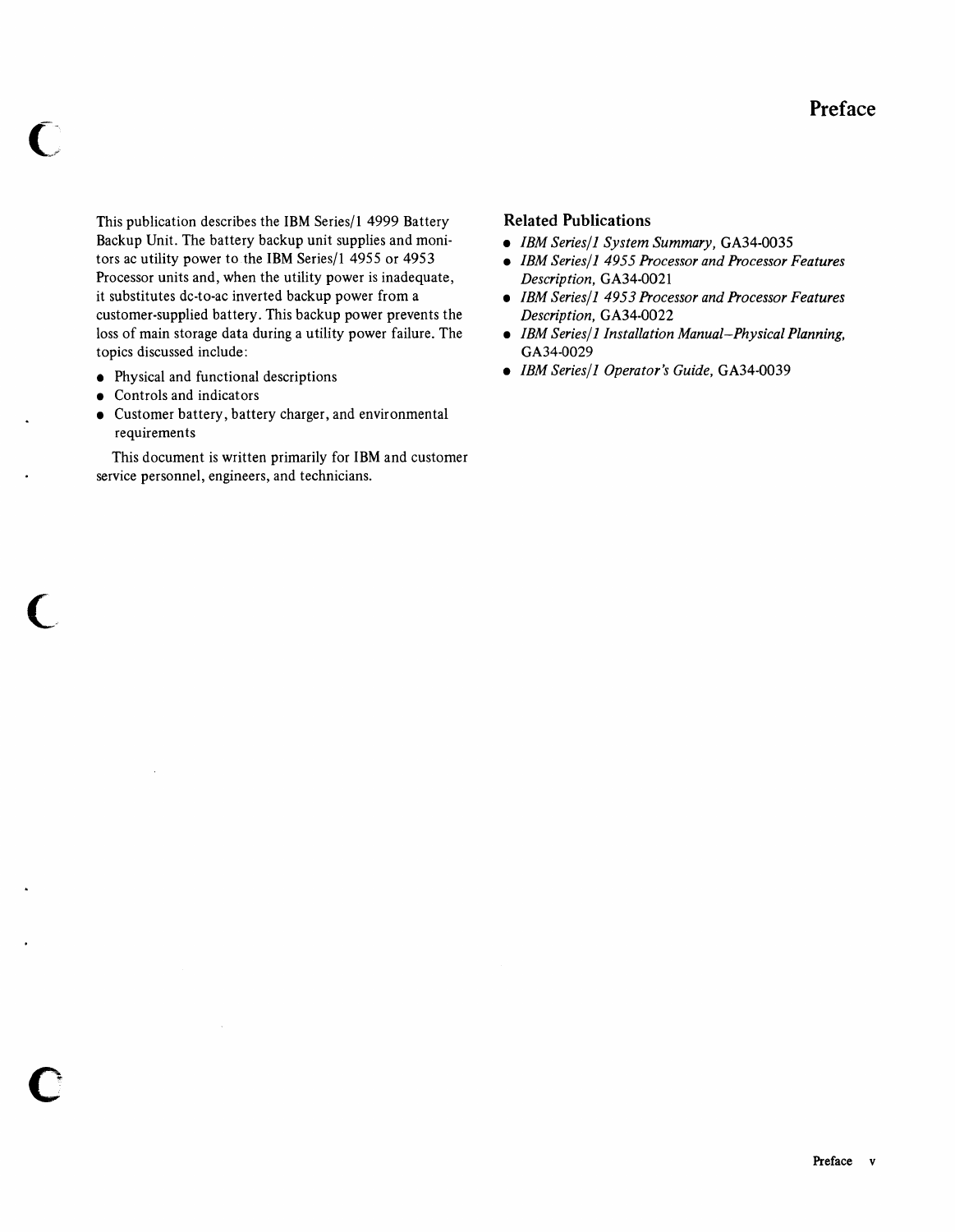# Preface

This publication describes the IBM Series/1 4999 Battery Backup Unit. The battery backup unit supplies and monitors ac utility power to the IBM Series/1 4955 or 4953 Processor units and, when the utility power is inadequate, it substitutes dc-to-ac inverted backup power from a customer-supplied battery. This backup power prevents the loss of main storage data during a utility power failure. The topics discussed include:

- Physical and functional descriptions
- Controls and indicators
- Customer battery, battery charger, and environmental requirements

This document is written primarily for IBM and customer service personnel, engineers, and technicians.

## Related Publications

- *IBM Series/1 System Summary,* GA34-0035
- *IBM Series/1 4955 Processor and Processor Features Description,* GA34-0021
- *IBM Series/1 4953 Processor and Processor Features Description,* GA34-0022
- *IBM Series/1 Installation Manual–Physical Planning,* GA34-0029
- *IBM Series/1 Operator's Guide,* GA34-0039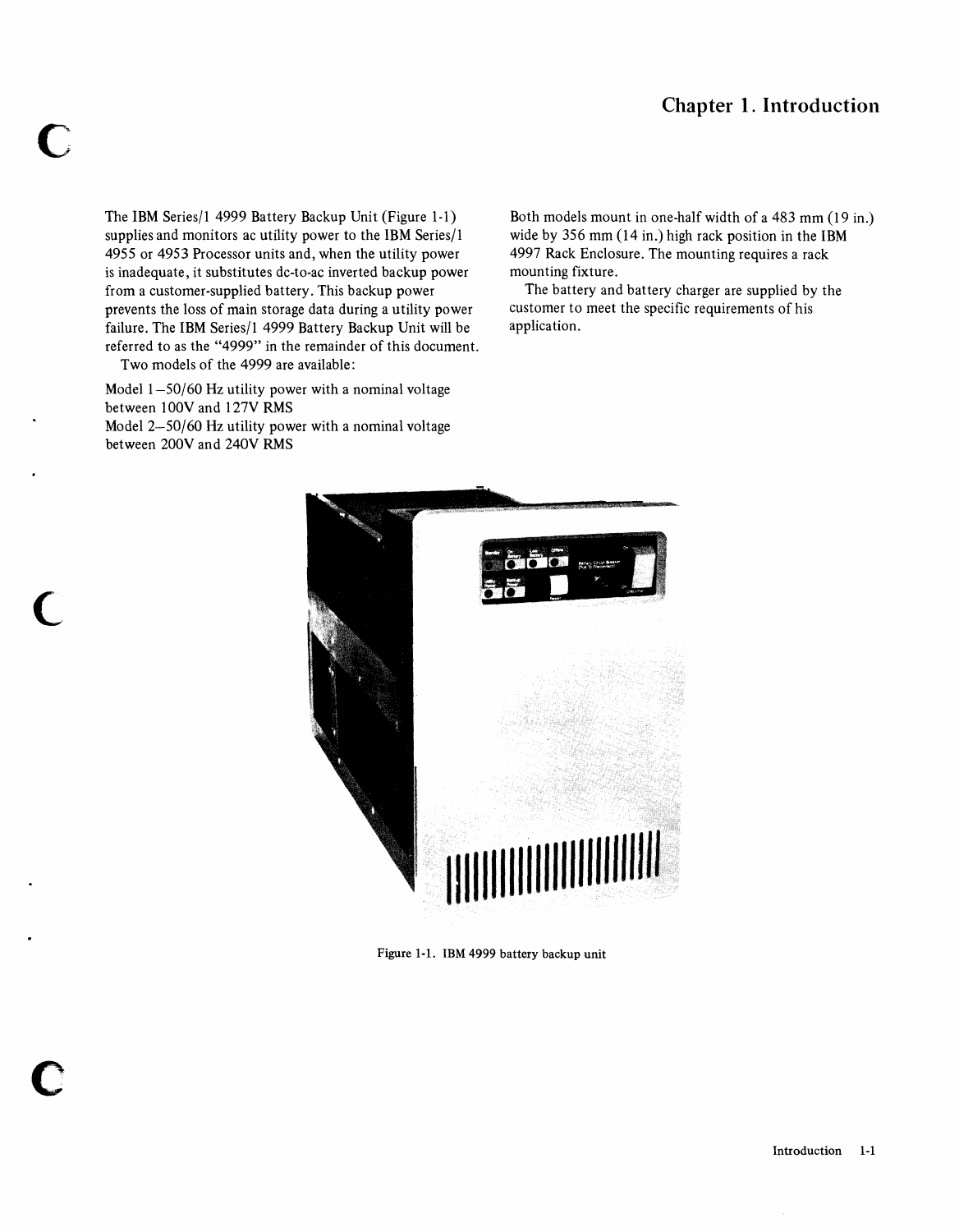# Chapter 1. Introduction

The IBM Series/1 4999 Battery Backup Unit (Figure 1-1) supplies and monitors ac utility power to the IBM Series/1 4955 or 4953 Processor units and, when the utility power is inadequate, it substitutes dc-to-ac inverted backup power from a customer-supplied battery. This backup power prevents the loss of main storage data during a utility power failure. The IBM Series/1 4999 Battery Backup Unit will be referred to as the "4999" in the remainder of this document.

Two models of the 4999 are available:

Model 1—50/60 Hz utility power with a nominal voltage between 100V and 127V RMS
Model 2—50/60 Hz utility power with a nominal voltage between 200V and 240V RMS

Both models mount in one-half width of a 483 mm (19 in.) wide by 356 mm (14 in.) high rack position in the IBM 4997 Rack Enclosure. The mounting requires a rack mounting fixture.

The battery and battery charger are supplied by the customer to meet the specific requirements of his application.

Figure 1-1. IBM 4999 battery backup unit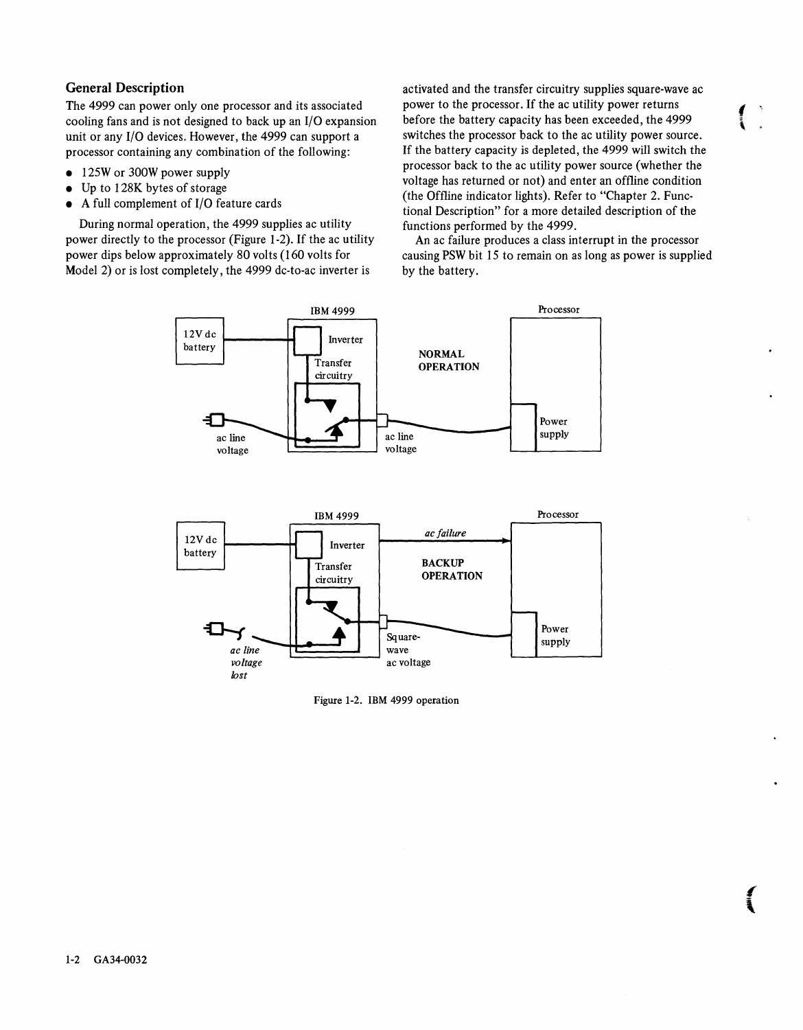## General Description

The 4999 can power only one processor and its associated cooling fans and is not designed to back up an I/O expansion unit or any I/O devices. However, the 4999 can support a processor containing any combination of the following:

- 125W or 300W power supply
- Up to 128K bytes of storage
- A full complement of I/O feature cards

During normal operation, the 4999 supplies ac utility power directly to the processor (Figure 1-2). If the ac utility power dips below approximately 80 volts (160 volts for Model 2) or is lost completely, the 4999 dc-to-ac inverter is activated and the transfer circuitry supplies square-wave ac power to the processor. If the ac utility power returns before the battery capacity has been exceeded, the 4999 switches the processor back to the ac utility power source. If the battery capacity is depleted, the 4999 will switch the processor back to the ac utility power source (whether the voltage has returned or not) and enter an offline condition (the Offline indicator lights). Refer to "Chapter 2. Functional Description" for a more detailed description of the functions performed by the 4999.

An ac failure produces a class interrupt in the processor causing PSW bit 15 to remain on as long as power is supplied by the battery.

Figure 1-2. IBM 4999 operation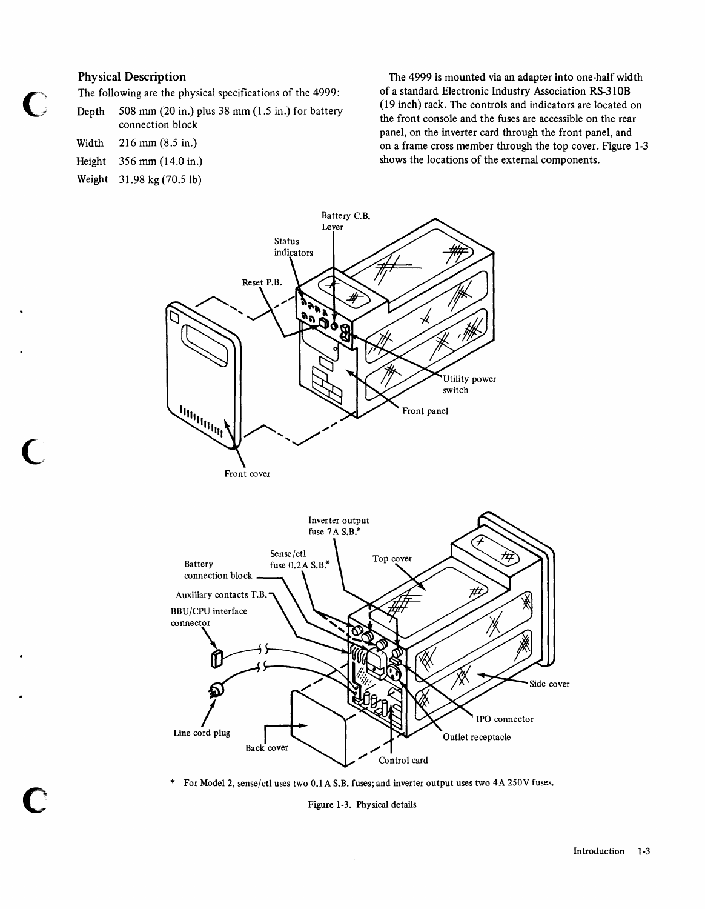## Physical Description

The following are the physical specifications of the 4999:

| | |
|---|---|
| Depth | 508 mm (20 in.) plus 38 mm (1.5 in.) for battery connection block |
| Width | 216 mm (8.5 in.) |
| Height | 356 mm (14.0 in.) |
| Weight | 31.98 kg (70.5 lb) |

The 4999 is mounted via an adapter into one-half width of a standard Electronic Industry Association RS-310B (19 inch) rack. The controls and indicators are located on the front console and the fuses are accessible on the rear panel, on the inverter card through the front panel, and on a frame cross member through the top cover. Figure 1-3 shows the locations of the external components.

Battery C.B. Lever

Status indicators

Reset P.B.

Utility power switch

Front panel

Front cover

Inverter output fuse 7A S.B.*

Sense/ctl fuse 0.2A S.B.*

Battery connection block

Top cover

Auxiliary contacts T.B.

BBU/CPU interface connector

Side cover

IPO connector

Outlet receptacle

Line cord plug

Back cover

Control card

\* For Model 2, sense/ctl uses two 0.1A S.B. fuses; and inverter output uses two 4A 250V fuses.

Figure 1-3. Physical details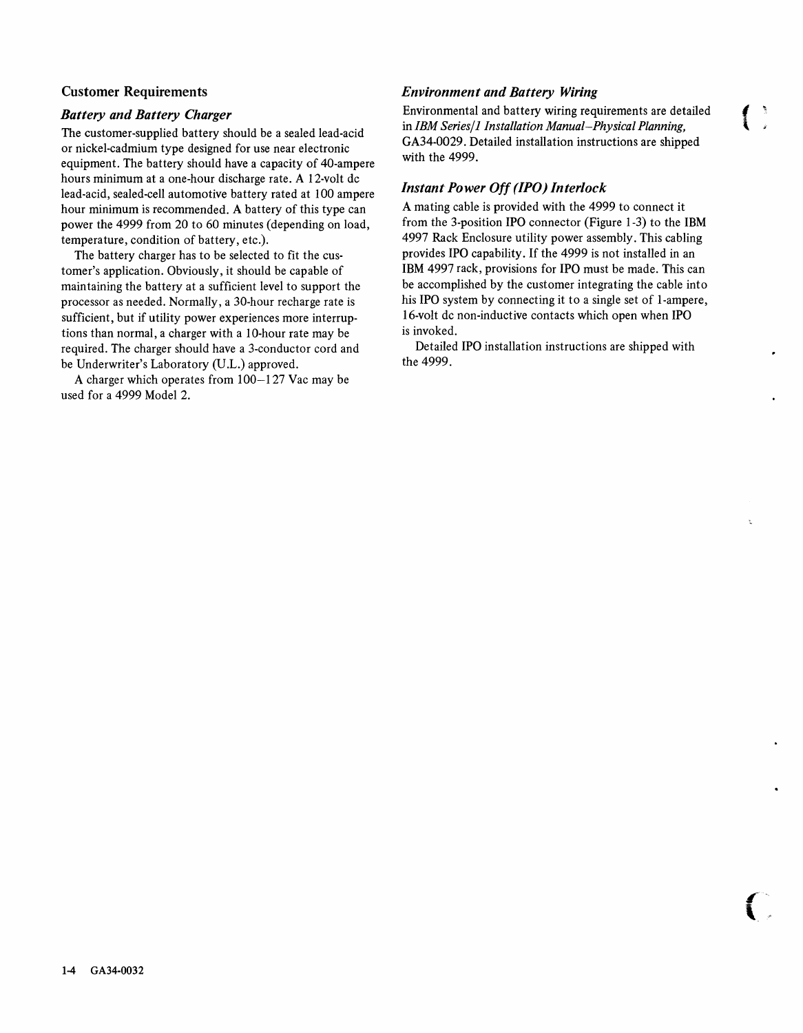## Customer Requirements

### *Battery and Battery Charger*

The customer-supplied battery should be a sealed lead-acid or nickel-cadmium type designed for use near electronic equipment. The battery should have a capacity of 40-ampere hours minimum at a one-hour discharge rate. A 12-volt dc lead-acid, sealed-cell automotive battery rated at 100 ampere hour minimum is recommended. A battery of this type can power the 4999 from 20 to 60 minutes (depending on load, temperature, condition of battery, etc.).

The battery charger has to be selected to fit the customer's application. Obviously, it should be capable of maintaining the battery at a sufficient level to support the processor as needed. Normally, a 30-hour recharge rate is sufficient, but if utility power experiences more interruptions than normal, a charger with a 10-hour rate may be required. The charger should have a 3-conductor cord and be Underwriter's Laboratory (U.L.) approved.

A charger which operates from 100–127 Vac may be used for a 4999 Model 2.

### *Environment and Battery Wiring*

Environmental and battery wiring requirements are detailed in *IBM Series/1 Installation Manual–Physical Planning,* GA34-0029. Detailed installation instructions are shipped with the 4999.

### *Instant Power Off (IPO) Interlock*

A mating cable is provided with the 4999 to connect it from the 3-position IPO connector (Figure 1-3) to the IBM 4997 Rack Enclosure utility power assembly. This cabling provides IPO capability. If the 4999 is not installed in an IBM 4997 rack, provisions for IPO must be made. This can be accomplished by the customer integrating the cable into his IPO system by connecting it to a single set of 1-ampere, 16-volt dc non-inductive contacts which open when IPO is invoked.

Detailed IPO installation instructions are shipped with the 4999.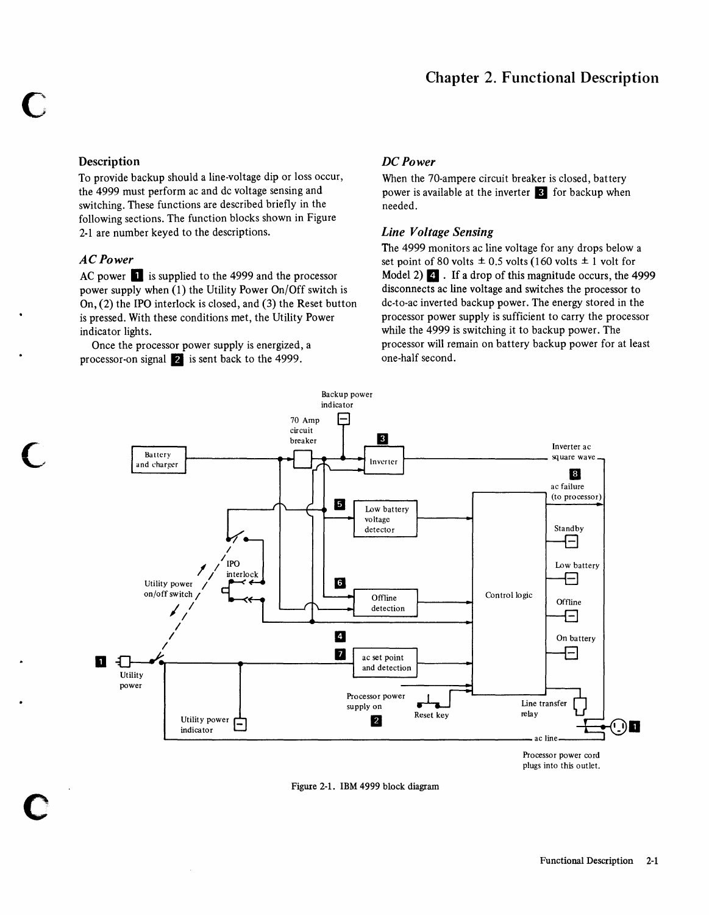# Chapter 2. Functional Description

## Description

To provide backup should a line-voltage dip or loss occur, the 4999 must perform ac and dc voltage sensing and switching. These functions are described briefly in the following sections. The function blocks shown in Figure 2-1 are number keyed to the descriptions.

### *AC Power*

AC power **1** is supplied to the 4999 and the processor power supply when (1) the Utility Power On/Off switch is On, (2) the IPO interlock is closed, and (3) the Reset button is pressed. With these conditions met, the Utility Power indicator lights.

Once the processor power supply is energized, a processor-on signal **2** is sent back to the 4999.

### *DC Power*

When the 70-ampere circuit breaker is closed, battery power is available at the inverter **3** for backup when needed.

### *Line Voltage Sensing*

The 4999 monitors ac line voltage for any drops below a set point of 80 volts ± 0.5 volts (160 volts ± 1 volt for Model 2) **4**. If a drop of this magnitude occurs, the 4999 disconnects ac line voltage and switches the processor to dc-to-ac inverted backup power. The energy stored in the processor power supply is sufficient to carry the processor while the 4999 is switching it to backup power. The processor will remain on battery backup power for at least one-half second.

Figure 2-1. IBM 4999 block diagram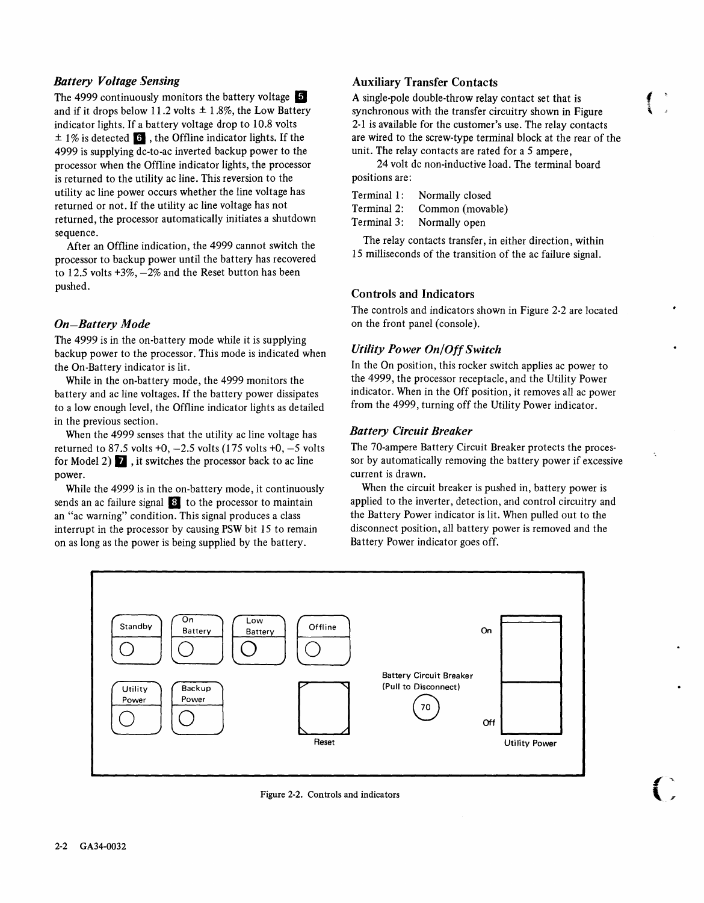### *Battery Voltage Sensing*

The 4999 continuously monitors the battery voltage **5** and if it drops below 11.2 volts ± 1.8%, the Low Battery indicator lights. If a battery voltage drop to 10.8 volts ± 1% is detected **6**, the Offline indicator lights. If the 4999 is supplying dc-to-ac inverted backup power to the processor when the Offline indicator lights, the processor is returned to the utility ac line. This reversion to the utility ac line power occurs whether the line voltage has returned or not. If the utility ac line voltage has not returned, the processor automatically initiates a shutdown sequence.

After an Offline indication, the 4999 cannot switch the processor to backup power until the battery has recovered to 12.5 volts +3%, −2% and the Reset button has been pushed.

### *On–Battery Mode*

The 4999 is in the on-battery mode while it is supplying backup power to the processor. This mode is indicated when the On-Battery indicator is lit.

While in the on-battery mode, the 4999 monitors the battery and ac line voltages. If the battery power dissipates to a low enough level, the Offline indicator lights as detailed in the previous section.

When the 4999 senses that the utility ac line voltage has returned to 87.5 volts +0, −2.5 volts (175 volts +0, −5 volts for Model 2) **7**, it switches the processor back to ac line power.

While the 4999 is in the on-battery mode, it continuously sends an ac failure signal **8** to the processor to maintain an "ac warning" condition. This signal produces a class interrupt in the processor by causing PSW bit 15 to remain on as long as the power is being supplied by the battery.

## Auxiliary Transfer Contacts

A single-pole double-throw relay contact set that is synchronous with the transfer circuitry shown in Figure 2-1 is available for the customer's use. The relay contacts are wired to the screw-type terminal block at the rear of the unit. The relay contacts are rated for a 5 ampere, 24 volt dc non-inductive load. The terminal board positions are:

Terminal 1: Normally closed
Terminal 2: Common (movable)
Terminal 3: Normally open

The relay contacts transfer, in either direction, within 15 milliseconds of the transition of the ac failure signal.

## Controls and Indicators

The controls and indicators shown in Figure 2-2 are located on the front panel (console).

### *Utility Power On/Off Switch*

In the On position, this rocker switch applies ac power to the 4999, the processor receptacle, and the Utility Power indicator. When in the Off position, it removes all ac power from the 4999, turning off the Utility Power indicator.

### *Battery Circuit Breaker*

The 70-ampere Battery Circuit Breaker protects the processor by automatically removing the battery power if excessive current is drawn.

When the circuit breaker is pushed in, battery power is applied to the inverter, detection, and control circuitry and the Battery Power indicator is lit. When pulled out to the disconnect position, all battery power is removed and the Battery Power indicator goes off.

Standby | On Battery | Low Battery | Offline | Utility Power | Backup Power | Reset | Battery Circuit Breaker (Pull to Disconnect) 70 | On | Off | Utility Power

Figure 2-2. Controls and indicators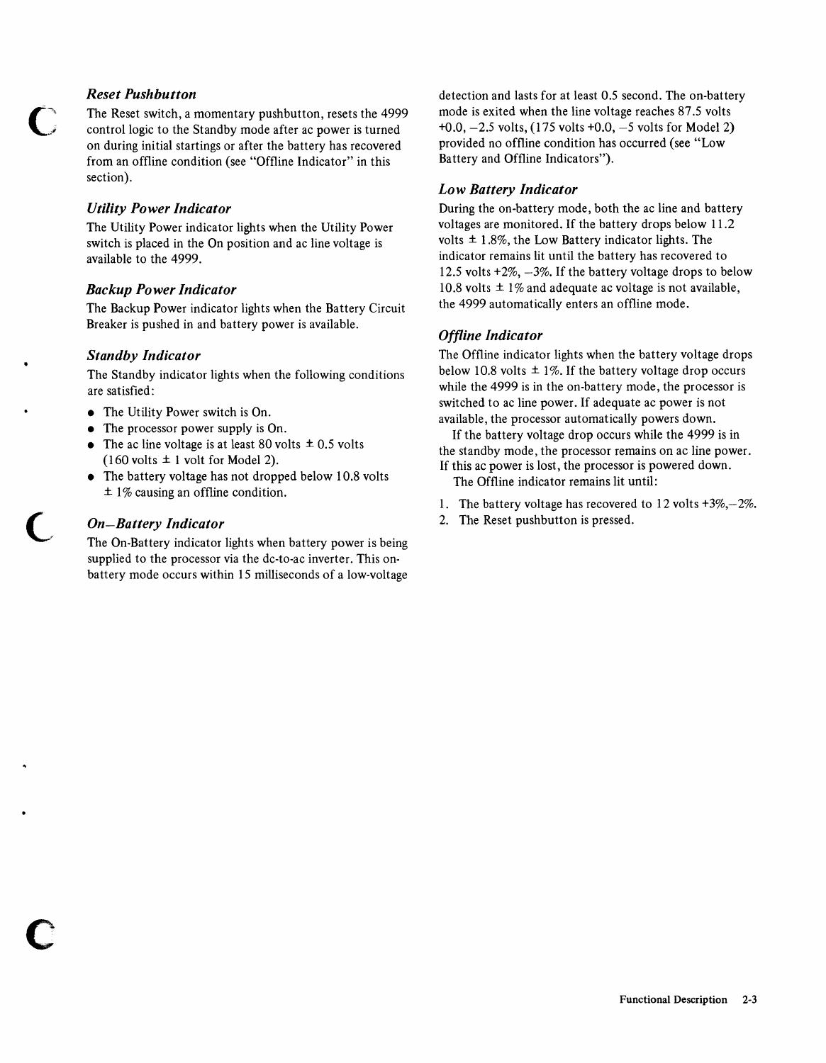### *Reset Pushbutton*

The Reset switch, a momentary pushbutton, resets the 4999 control logic to the Standby mode after ac power is turned on during initial startings or after the battery has recovered from an offline condition (see "Offline Indicator" in this section).

### *Utility Power Indicator*

The Utility Power indicator lights when the Utility Power switch is placed in the On position and ac line voltage is available to the 4999.

### *Backup Power Indicator*

The Backup Power indicator lights when the Battery Circuit Breaker is pushed in and battery power is available.

### *Standby Indicator*

The Standby indicator lights when the following conditions are satisfied:

- The Utility Power switch is On.
- The processor power supply is On.
- The ac line voltage is at least 80 volts ± 0.5 volts (160 volts ± 1 volt for Model 2).
- The battery voltage has not dropped below 10.8 volts ± 1% causing an offline condition.

### *On–Battery Indicator*

The On-Battery indicator lights when battery power is being supplied to the processor via the dc-to-ac inverter. This on-battery mode occurs within 15 milliseconds of a low-voltage detection and lasts for at least 0.5 second. The on-battery mode is exited when the line voltage reaches 87.5 volts +0.0, –2.5 volts, (175 volts +0.0, –5 volts for Model 2) provided no offline condition has occurred (see "Low Battery and Offline Indicators").

### *Low Battery Indicator*

During the on-battery mode, both the ac line and battery voltages are monitored. If the battery drops below 11.2 volts ± 1.8%, the Low Battery indicator lights. The indicator remains lit until the battery has recovered to 12.5 volts +2%, –3%. If the battery voltage drops to below 10.8 volts ± 1% and adequate ac voltage is not available, the 4999 automatically enters an offline mode.

### *Offline Indicator*

The Offline indicator lights when the battery voltage drops below 10.8 volts ± 1%. If the battery voltage drop occurs while the 4999 is in the on-battery mode, the processor is switched to ac line power. If adequate ac power is not available, the processor automatically powers down.

If the battery voltage drop occurs while the 4999 is in the standby mode, the processor remains on ac line power. If this ac power is lost, the processor is powered down.

The Offline indicator remains lit until:

1. The battery voltage has recovered to 12 volts +3%,–2%.
2. The Reset pushbutton is pressed.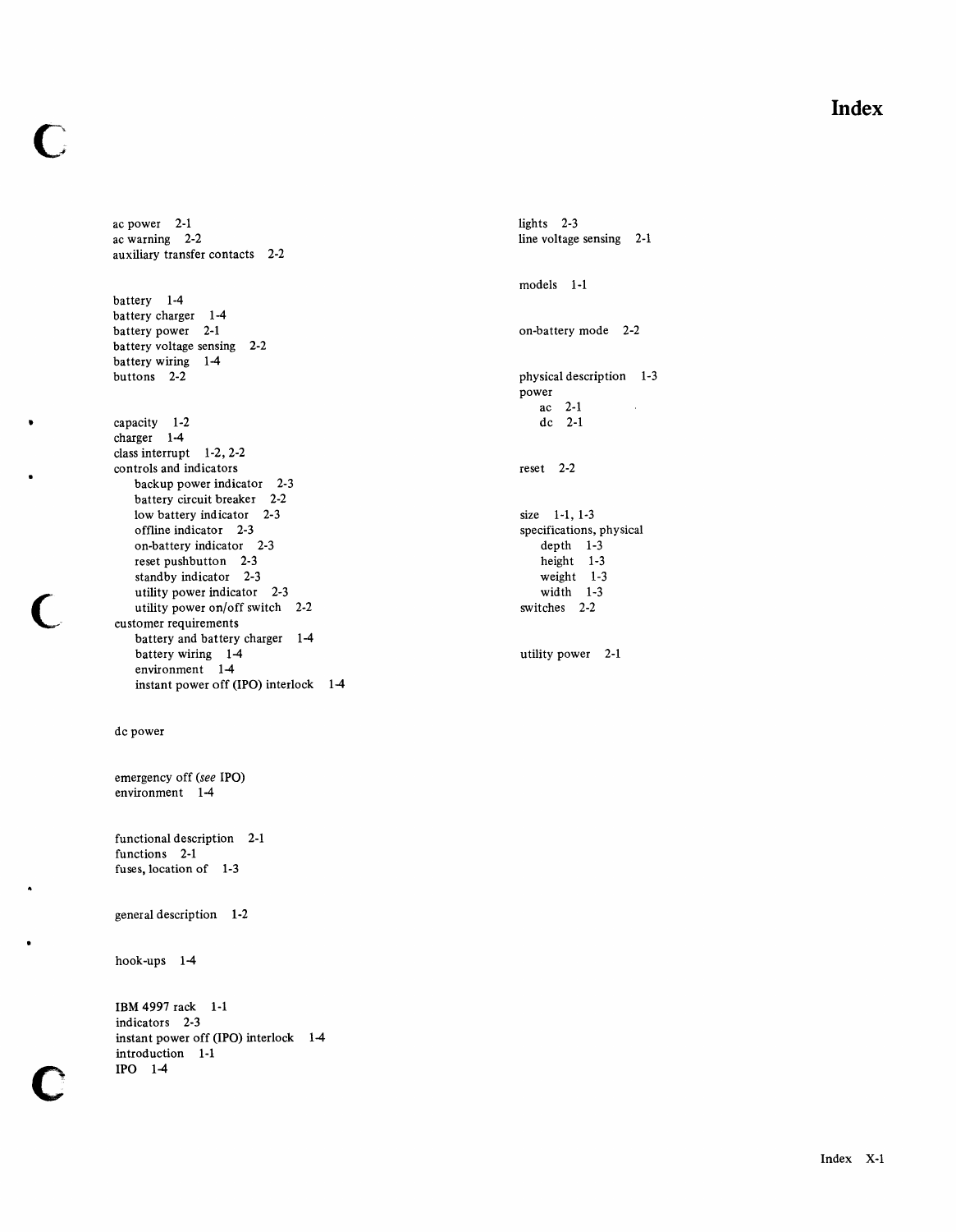# Index

ac power 2-1
ac warning 2-2
auxiliary transfer contacts 2-2

battery 1-4
battery charger 1-4
battery power 2-1
battery voltage sensing 2-2
battery wiring 1-4
buttons 2-2

capacity 1-2
charger 1-4
class interrupt 1-2, 2-2
controls and indicators
- backup power indicator 2-3
- battery circuit breaker 2-2
- low battery indicator 2-3
- offline indicator 2-3
- on-battery indicator 2-3
- reset pushbutton 2-3
- standby indicator 2-3
- utility power indicator 2-3
- utility power on/off switch 2-2

customer requirements
- battery and battery charger 1-4
- battery wiring 1-4
- environment 1-4
- instant power off (IPO) interlock 1-4

dc power

emergency off (*see* IPO)
environment 1-4

functional description 2-1
functions 2-1
fuses, location of 1-3

general description 1-2

hook-ups 1-4

IBM 4997 rack 1-1
indicators 2-3
instant power off (IPO) interlock 1-4
introduction 1-1
IPO 1-4

lights 2-3
line voltage sensing 2-1

models 1-1

on-battery mode 2-2

physical description 1-3
power
- ac 2-1
- dc 2-1

reset 2-2

size 1-1, 1-3
specifications, physical
- depth 1-3
- height 1-3
- weight 1-3
- width 1-3

switches 2-2

utility power 2-1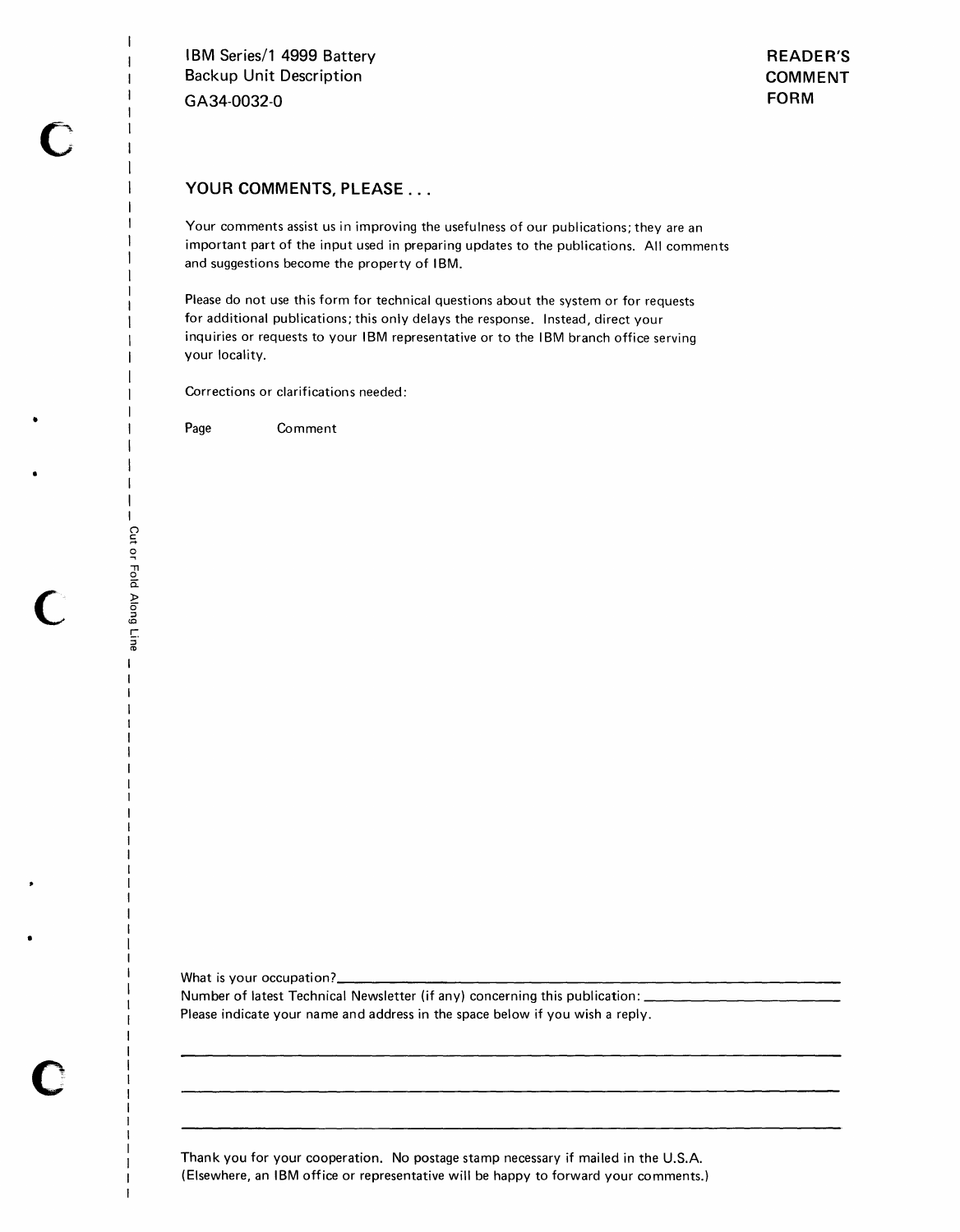IBM Series/1 4999 Battery Backup Unit Description
GA34-0032-0

**READER'S COMMENT FORM**

## YOUR COMMENTS, PLEASE . . .

Your comments assist us in improving the usefulness of our publications; they are an important part of the input used in preparing updates to the publications. All comments and suggestions become the property of IBM.

Please do not use this form for technical questions about the system or for requests for additional publications; this only delays the response. Instead, direct your inquiries or requests to your IBM representative or to the IBM branch office serving your locality.

Corrections or clarifications needed:

Page Comment

Cut or Fold Along Line

What is your occupation? \_\_\_\_\_\_\_\_\_\_\_\_\_\_\_\_\_\_\_\_\_\_\_\_\_\_\_\_\_\_\_\_\_\_\_\_\_\_\_\_

Number of latest Technical Newsletter (if any) concerning this publication: \_\_\_\_\_\_\_\_\_\_\_\_\_\_\_\_

Please indicate your name and address in the space below if you wish a reply.

\_\_\_\_\_\_\_\_\_\_\_\_\_\_\_\_\_\_\_\_\_\_\_\_\_\_\_\_\_\_\_\_\_\_\_\_\_\_\_\_\_\_\_\_\_\_\_\_\_\_\_\_\_\_\_\_\_\_\_\_

\_\_\_\_\_\_\_\_\_\_\_\_\_\_\_\_\_\_\_\_\_\_\_\_\_\_\_\_\_\_\_\_\_\_\_\_\_\_\_\_\_\_\_\_\_\_\_\_\_\_\_\_\_\_\_\_\_\_\_\_

\_\_\_\_\_\_\_\_\_\_\_\_\_\_\_\_\_\_\_\_\_\_\_\_\_\_\_\_\_\_\_\_\_\_\_\_\_\_\_\_\_\_\_\_\_\_\_\_\_\_\_\_\_\_\_\_\_\_\_\_

Thank you for your cooperation. No postage stamp necessary if mailed in the U.S.A. (Elsewhere, an IBM office or representative will be happy to forward your comments.)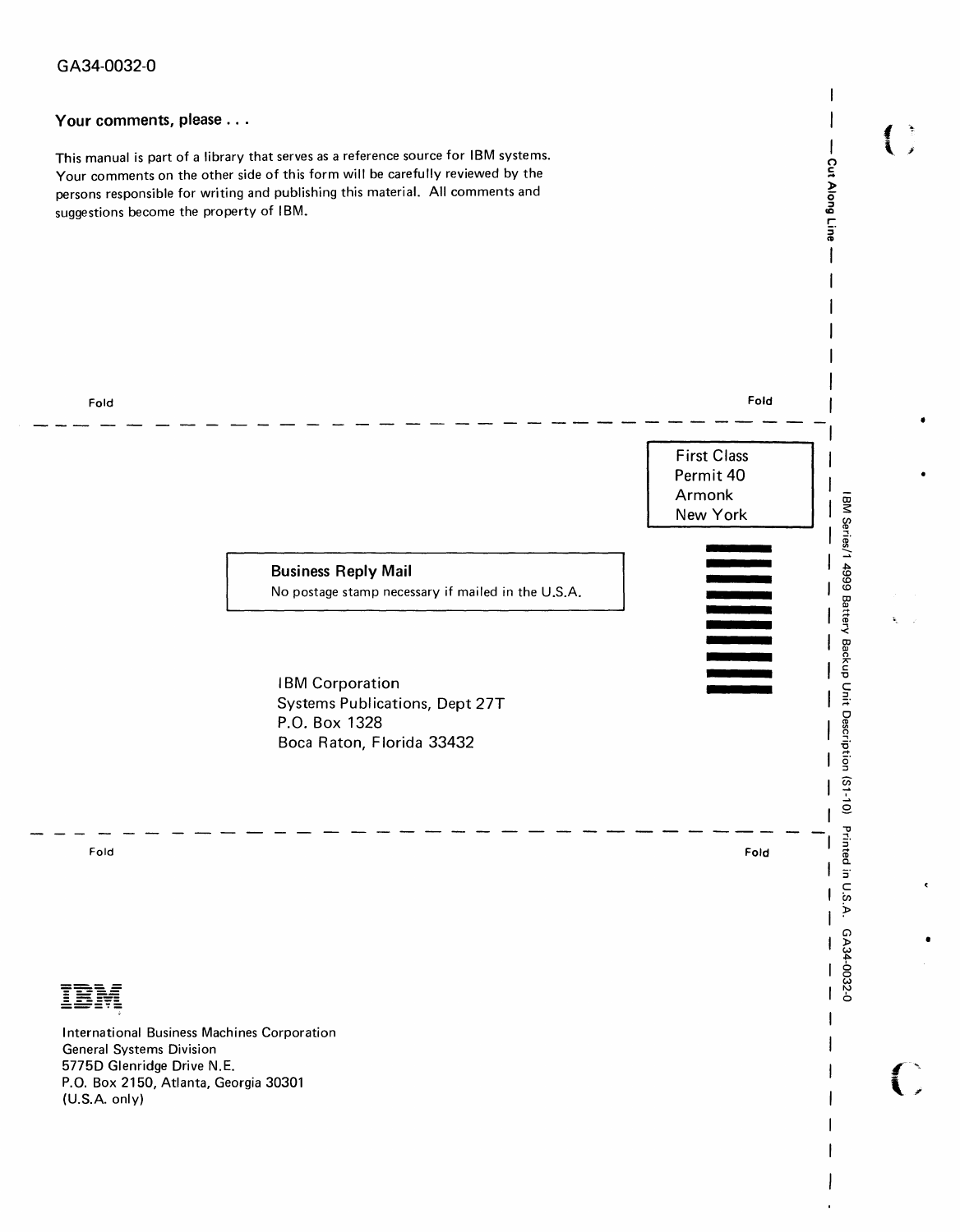GA34-0032-0

**Your comments, please . . .**

This manual is part of a library that serves as a reference source for IBM systems. Your comments on the other side of this form will be carefully reviewed by the persons responsible for writing and publishing this material. All comments and suggestions become the property of IBM.

Cut Along Line

Fold                                                                                                    Fold

First Class
Permit 40
Armonk
New York

**Business Reply Mail**
No postage stamp necessary if mailed in the U.S.A.

IBM Corporation
Systems Publications, Dept 27T
P.O. Box 1328
Boca Raton, Florida 33432

Fold                                                                                                    Fold

IBM

International Business Machines Corporation
General Systems Division
5775D Glenridge Drive N.E.
P.O. Box 2150, Atlanta, Georgia 30301
(U.S.A. only)

IBM Series/1 4999 Battery Backup Unit Description (S1-10) Printed in U.S.A. GA34-0032-0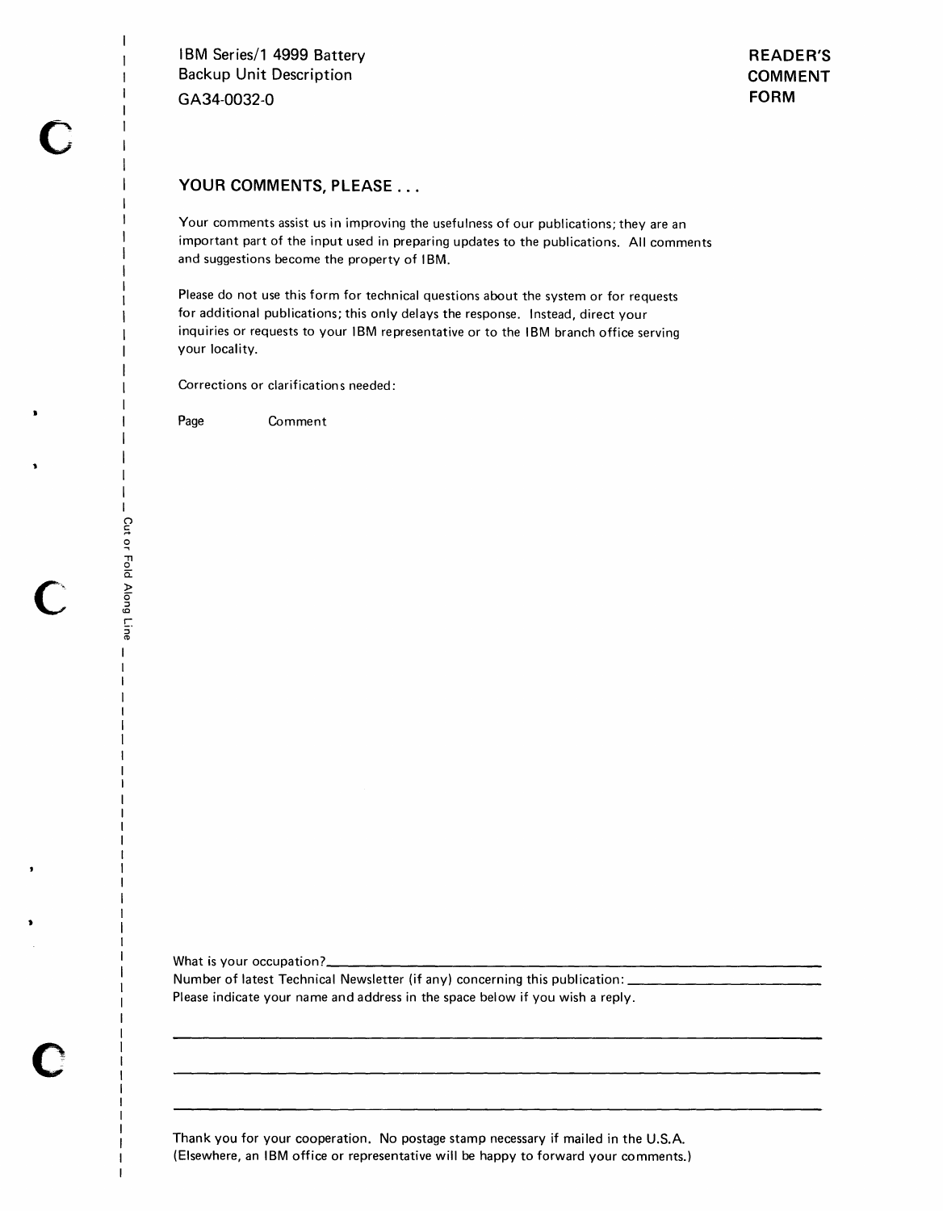IBM Series/1 4999 Battery Backup Unit Description
GA34-0032-0

**READER'S COMMENT FORM**

## YOUR COMMENTS, PLEASE . . .

Your comments assist us in improving the usefulness of our publications; they are an important part of the input used in preparing updates to the publications. All comments and suggestions become the property of IBM.

Please do not use this form for technical questions about the system or for requests for additional publications; this only delays the response. Instead, direct your inquiries or requests to your IBM representative or to the IBM branch office serving your locality.

Corrections or clarifications needed:

Page Comment

Cut or Fold Along Line

What is your occupation? ________________________________

Number of latest Technical Newsletter (if any) concerning this publication: ________________

Please indicate your name and address in the space below if you wish a reply.

________________________________

________________________________

________________________________

Thank you for your cooperation. No postage stamp necessary if mailed in the U.S.A. (Elsewhere, an IBM office or representative will be happy to forward your comments.)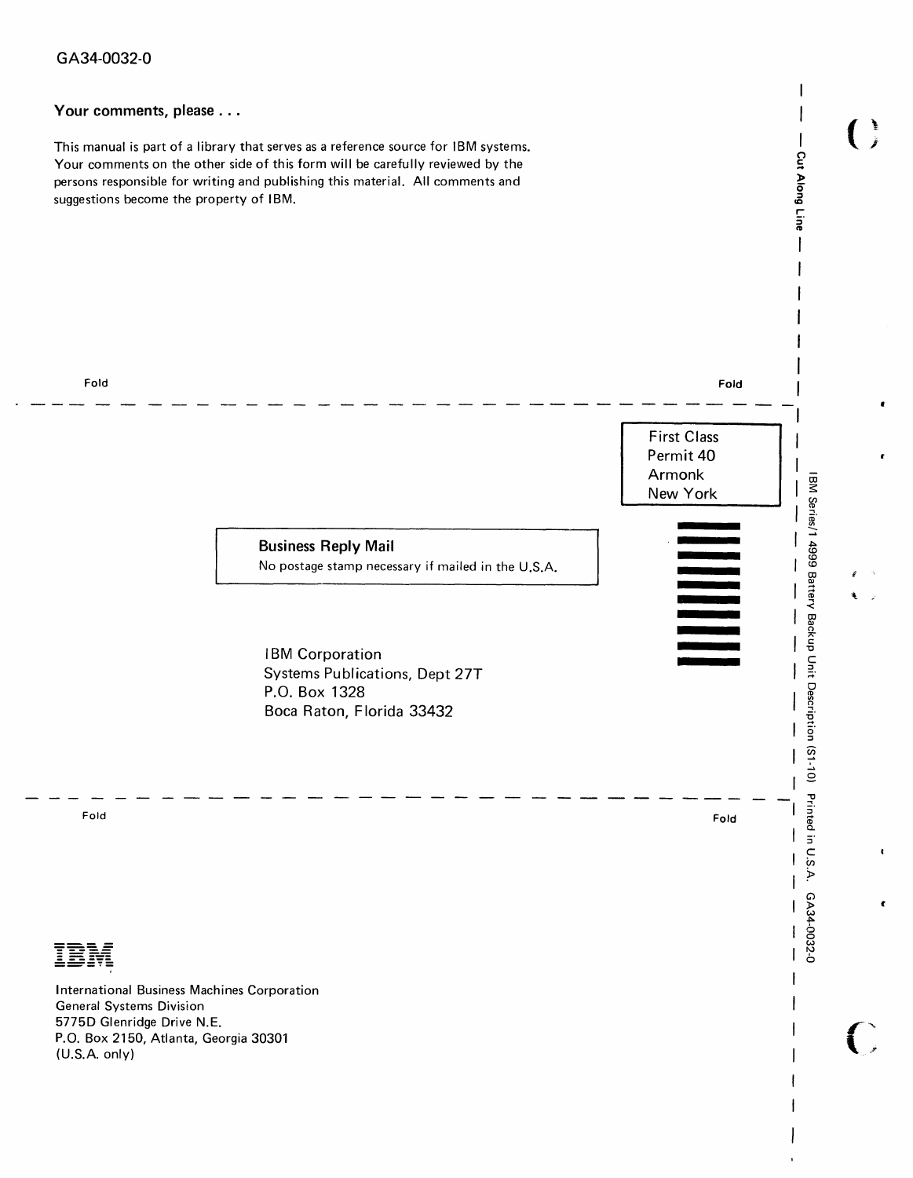GA34-0032-0

**Your comments, please . . .**

This manual is part of a library that serves as a reference source for IBM systems. Your comments on the other side of this form will be carefully reviewed by the persons responsible for writing and publishing this material. All comments and suggestions become the property of IBM.

— Cut Along Line —

Fold                                                                                                    Fold

First Class
Permit 40
Armonk
New York

**Business Reply Mail**

No postage stamp necessary if mailed in the U.S.A.

IBM Corporation
Systems Publications, Dept 27T
P.O. Box 1328
Boca Raton, Florida 33432

Fold                                                                                                    Fold

IBM

International Business Machines Corporation
General Systems Division
5775D Glenridge Drive N.E.
P.O. Box 2150, Atlanta, Georgia 30301
(U.S.A. only)

IBM Series/1 4999 Battery Backup Unit Description (S1-10) Printed in U.S.A. GA34-0032-0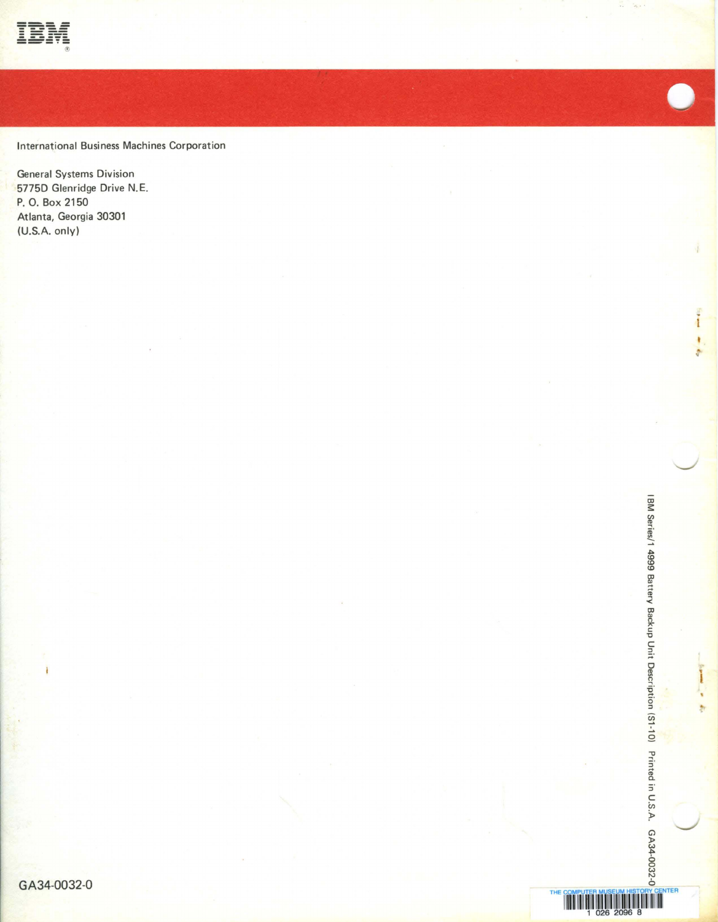IBM

International Business Machines Corporation

General Systems Division
5775D Glenridge Drive N.E.
P. O. Box 2150
Atlanta, Georgia 30301
(U.S.A. only)

IBM Series/1 4999 Battery Backup Unit Description (S1-10) Printed in U.S.A. GA34-0032-0

GA34-0032-0